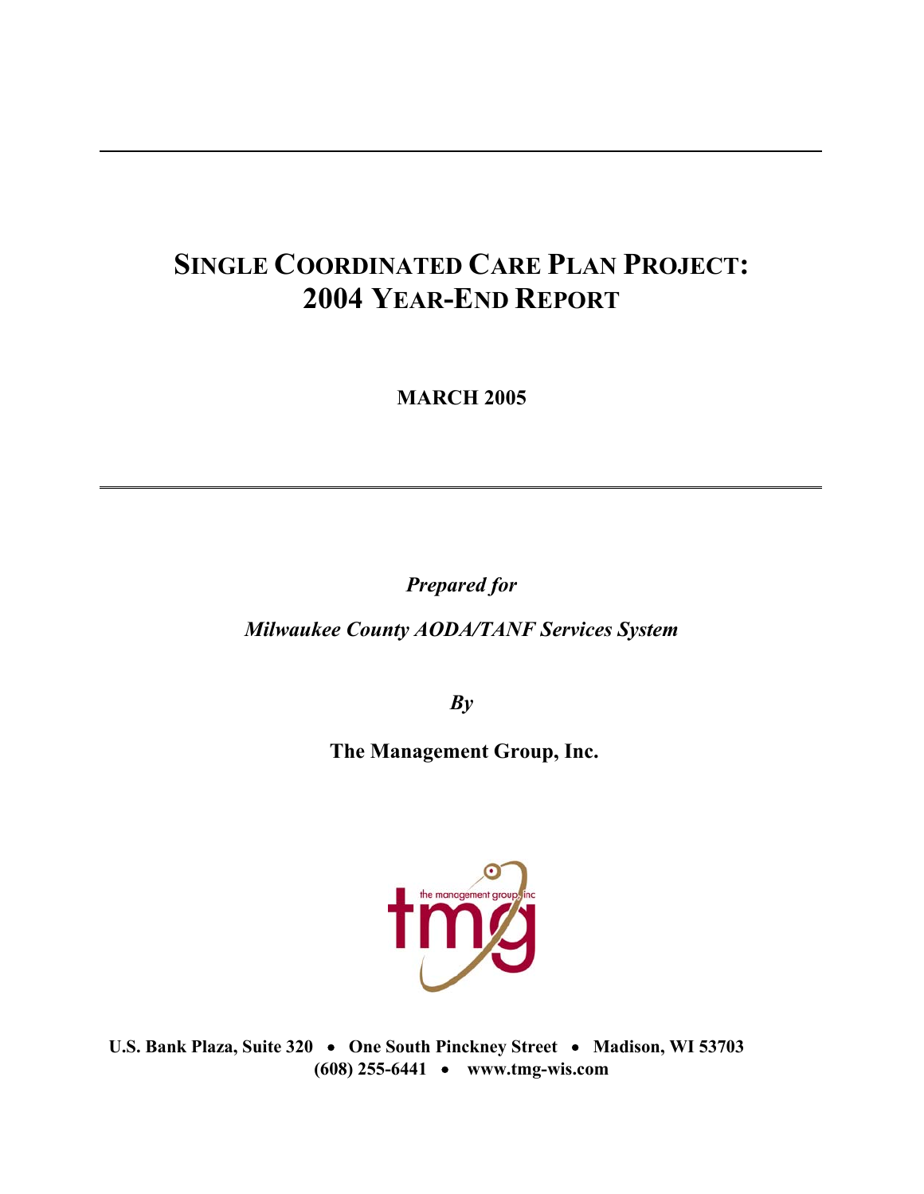# SINGLE COORDINATED CARE PLAN PROJECT: 2004 YEAR-END REPORT

**MARCH 2005**

***Prepared for***

***Milwaukee County AODA/TANF Services System***

***By***

**The Management Group, Inc.**

**U.S. Bank Plaza, Suite 320 • One South Pinckney Street • Madison, WI 53703**
**(608) 255-6441 • www.tmg-wis.com**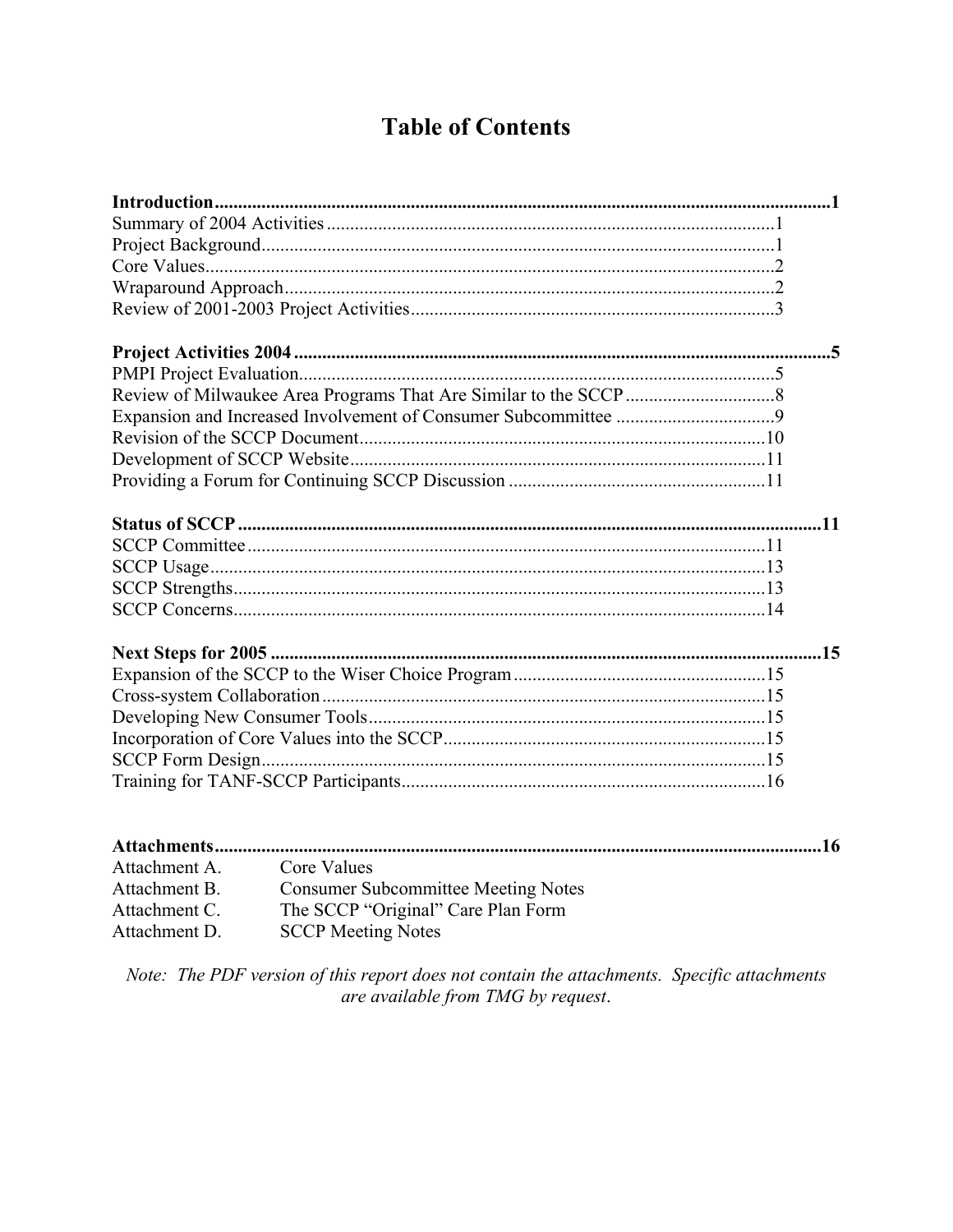# Table of Contents

**Introduction** ..... **1**

Summary of 2004 Activities ..... 1
Project Background ..... 1
Core Values ..... 2
Wraparound Approach ..... 2
Review of 2001-2003 Project Activities ..... 3

**Project Activities 2004** ..... **5**

PMPI Project Evaluation ..... 5
Review of Milwaukee Area Programs That Are Similar to the SCCP ..... 8
Expansion and Increased Involvement of Consumer Subcommittee ..... 9
Revision of the SCCP Document ..... 10
Development of SCCP Website ..... 11
Providing a Forum for Continuing SCCP Discussion ..... 11

**Status of SCCP** ..... **11**

SCCP Committee ..... 11
SCCP Usage ..... 13
SCCP Strengths ..... 13
SCCP Concerns ..... 14

**Next Steps for 2005** ..... **15**

Expansion of the SCCP to the Wiser Choice Program ..... 15
Cross-system Collaboration ..... 15
Developing New Consumer Tools ..... 15
Incorporation of Core Values into the SCCP ..... 15
SCCP Form Design ..... 15
Training for TANF-SCCP Participants ..... 16

**Attachments** ..... **16**

| | |
|---|---|
| Attachment A. | Core Values |
| Attachment B. | Consumer Subcommittee Meeting Notes |
| Attachment C. | The SCCP "Original" Care Plan Form |
| Attachment D. | SCCP Meeting Notes |

*Note: The PDF version of this report does not contain the attachments. Specific attachments are available from TMG by request.*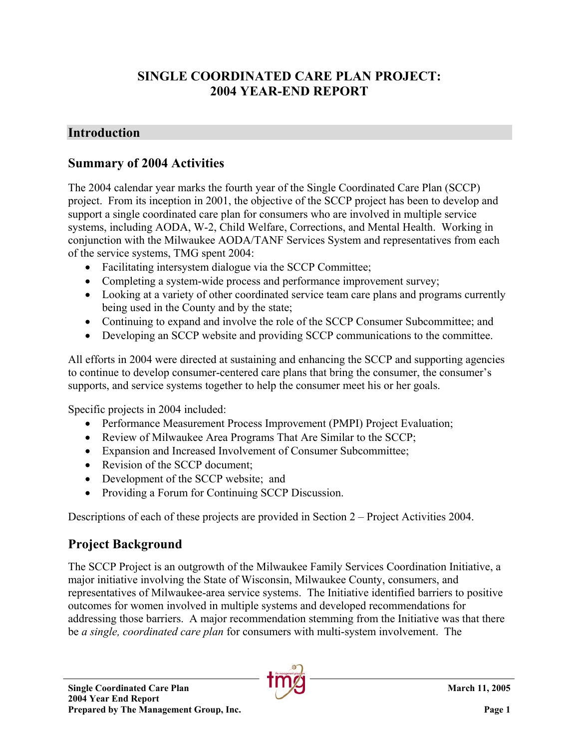# SINGLE COORDINATED CARE PLAN PROJECT: 2004 YEAR-END REPORT

## Introduction

### Summary of 2004 Activities

The 2004 calendar year marks the fourth year of the Single Coordinated Care Plan (SCCP) project. From its inception in 2001, the objective of the SCCP project has been to develop and support a single coordinated care plan for consumers who are involved in multiple service systems, including AODA, W-2, Child Welfare, Corrections, and Mental Health. Working in conjunction with the Milwaukee AODA/TANF Services System and representatives from each of the service systems, TMG spent 2004:

- Facilitating intersystem dialogue via the SCCP Committee;
- Completing a system-wide process and performance improvement survey;
- Looking at a variety of other coordinated service team care plans and programs currently being used in the County and by the state;
- Continuing to expand and involve the role of the SCCP Consumer Subcommittee; and
- Developing an SCCP website and providing SCCP communications to the committee.

All efforts in 2004 were directed at sustaining and enhancing the SCCP and supporting agencies to continue to develop consumer-centered care plans that bring the consumer, the consumer's supports, and service systems together to help the consumer meet his or her goals.

Specific projects in 2004 included:

- Performance Measurement Process Improvement (PMPI) Project Evaluation;
- Review of Milwaukee Area Programs That Are Similar to the SCCP;
- Expansion and Increased Involvement of Consumer Subcommittee;
- Revision of the SCCP document;
- Development of the SCCP website; and
- Providing a Forum for Continuing SCCP Discussion.

Descriptions of each of these projects are provided in Section 2 – Project Activities 2004.

### Project Background

The SCCP Project is an outgrowth of the Milwaukee Family Services Coordination Initiative, a major initiative involving the State of Wisconsin, Milwaukee County, consumers, and representatives of Milwaukee-area service systems. The Initiative identified barriers to positive outcomes for women involved in multiple systems and developed recommendations for addressing those barriers. A major recommendation stemming from the Initiative was that there be *a single, coordinated care plan* for consumers with multi-system involvement. The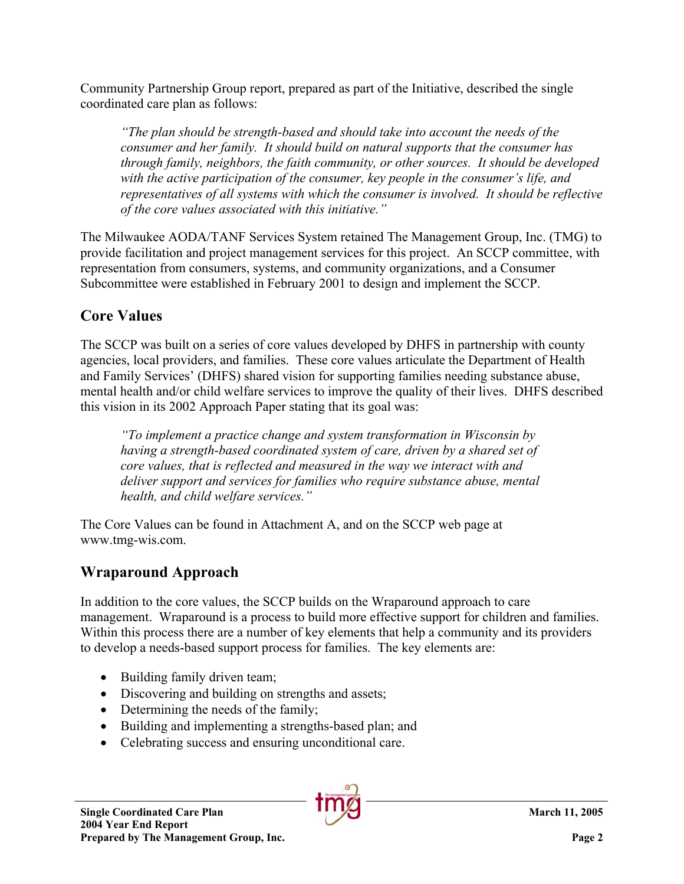Community Partnership Group report, prepared as part of the Initiative, described the single coordinated care plan as follows:

> *"The plan should be strength-based and should take into account the needs of the consumer and her family. It should build on natural supports that the consumer has through family, neighbors, the faith community, or other sources. It should be developed with the active participation of the consumer, key people in the consumer's life, and representatives of all systems with which the consumer is involved. It should be reflective of the core values associated with this initiative."*

The Milwaukee AODA/TANF Services System retained The Management Group, Inc. (TMG) to provide facilitation and project management services for this project. An SCCP committee, with representation from consumers, systems, and community organizations, and a Consumer Subcommittee were established in February 2001 to design and implement the SCCP.

## Core Values

The SCCP was built on a series of core values developed by DHFS in partnership with county agencies, local providers, and families. These core values articulate the Department of Health and Family Services' (DHFS) shared vision for supporting families needing substance abuse, mental health and/or child welfare services to improve the quality of their lives. DHFS described this vision in its 2002 Approach Paper stating that its goal was:

> *"To implement a practice change and system transformation in Wisconsin by having a strength-based coordinated system of care, driven by a shared set of core values, that is reflected and measured in the way we interact with and deliver support and services for families who require substance abuse, mental health, and child welfare services."*

The Core Values can be found in Attachment A, and on the SCCP web page at www.tmg-wis.com.

## Wraparound Approach

In addition to the core values, the SCCP builds on the Wraparound approach to care management. Wraparound is a process to build more effective support for children and families. Within this process there are a number of key elements that help a community and its providers to develop a needs-based support process for families. The key elements are:

- Building family driven team;
- Discovering and building on strengths and assets;
- Determining the needs of the family;
- Building and implementing a strengths-based plan; and
- Celebrating success and ensuring unconditional care.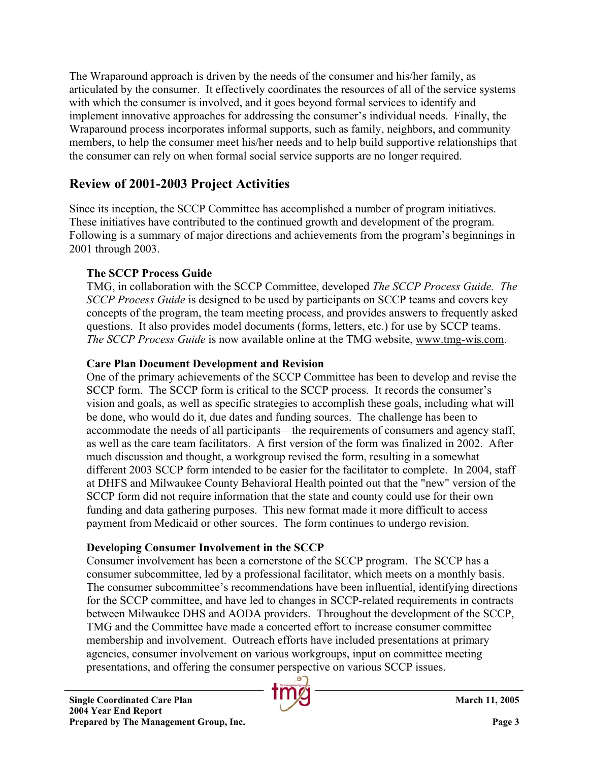The Wraparound approach is driven by the needs of the consumer and his/her family, as articulated by the consumer. It effectively coordinates the resources of all of the service systems with which the consumer is involved, and it goes beyond formal services to identify and implement innovative approaches for addressing the consumer's individual needs. Finally, the Wraparound process incorporates informal supports, such as family, neighbors, and community members, to help the consumer meet his/her needs and to help build supportive relationships that the consumer can rely on when formal social service supports are no longer required.

## Review of 2001-2003 Project Activities

Since its inception, the SCCP Committee has accomplished a number of program initiatives. These initiatives have contributed to the continued growth and development of the program. Following is a summary of major directions and achievements from the program's beginnings in 2001 through 2003.

### The SCCP Process Guide

TMG, in collaboration with the SCCP Committee, developed *The SCCP Process Guide. The SCCP Process Guide* is designed to be used by participants on SCCP teams and covers key concepts of the program, the team meeting process, and provides answers to frequently asked questions. It also provides model documents (forms, letters, etc.) for use by SCCP teams. *The SCCP Process Guide* is now available online at the TMG website, www.tmg-wis.com.

### Care Plan Document Development and Revision

One of the primary achievements of the SCCP Committee has been to develop and revise the SCCP form. The SCCP form is critical to the SCCP process. It records the consumer's vision and goals, as well as specific strategies to accomplish these goals, including what will be done, who would do it, due dates and funding sources. The challenge has been to accommodate the needs of all participants—the requirements of consumers and agency staff, as well as the care team facilitators. A first version of the form was finalized in 2002. After much discussion and thought, a workgroup revised the form, resulting in a somewhat different 2003 SCCP form intended to be easier for the facilitator to complete. In 2004, staff at DHFS and Milwaukee County Behavioral Health pointed out that the "new" version of the SCCP form did not require information that the state and county could use for their own funding and data gathering purposes. This new format made it more difficult to access payment from Medicaid or other sources. The form continues to undergo revision.

### Developing Consumer Involvement in the SCCP

Consumer involvement has been a cornerstone of the SCCP program. The SCCP has a consumer subcommittee, led by a professional facilitator, which meets on a monthly basis. The consumer subcommittee's recommendations have been influential, identifying directions for the SCCP committee, and have led to changes in SCCP-related requirements in contracts between Milwaukee DHS and AODA providers. Throughout the development of the SCCP, TMG and the Committee have made a concerted effort to increase consumer committee membership and involvement. Outreach efforts have included presentations at primary agencies, consumer involvement on various workgroups, input on committee meeting presentations, and offering the consumer perspective on various SCCP issues.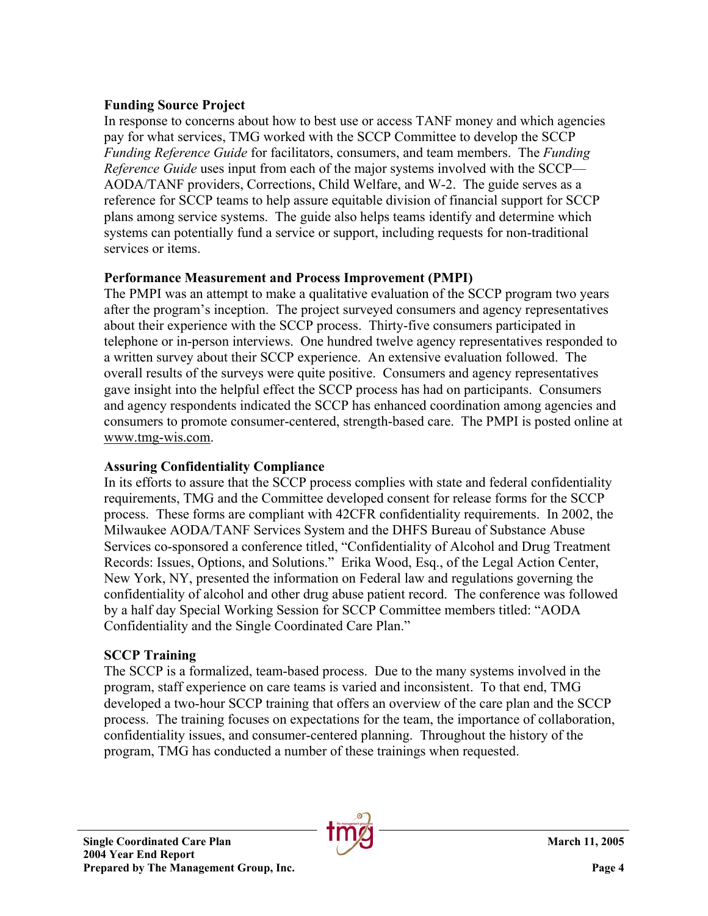**Funding Source Project**

In response to concerns about how to best use or access TANF money and which agencies pay for what services, TMG worked with the SCCP Committee to develop the SCCP *Funding Reference Guide* for facilitators, consumers, and team members. The *Funding Reference Guide* uses input from each of the major systems involved with the SCCP—AODA/TANF providers, Corrections, Child Welfare, and W-2. The guide serves as a reference for SCCP teams to help assure equitable division of financial support for SCCP plans among service systems. The guide also helps teams identify and determine which systems can potentially fund a service or support, including requests for non-traditional services or items.

**Performance Measurement and Process Improvement (PMPI)**

The PMPI was an attempt to make a qualitative evaluation of the SCCP program two years after the program's inception. The project surveyed consumers and agency representatives about their experience with the SCCP process. Thirty-five consumers participated in telephone or in-person interviews. One hundred twelve agency representatives responded to a written survey about their SCCP experience. An extensive evaluation followed. The overall results of the surveys were quite positive. Consumers and agency representatives gave insight into the helpful effect the SCCP process has had on participants. Consumers and agency respondents indicated the SCCP has enhanced coordination among agencies and consumers to promote consumer-centered, strength-based care. The PMPI is posted online at www.tmg-wis.com.

**Assuring Confidentiality Compliance**

In its efforts to assure that the SCCP process complies with state and federal confidentiality requirements, TMG and the Committee developed consent for release forms for the SCCP process. These forms are compliant with 42CFR confidentiality requirements. In 2002, the Milwaukee AODA/TANF Services System and the DHFS Bureau of Substance Abuse Services co-sponsored a conference titled, "Confidentiality of Alcohol and Drug Treatment Records: Issues, Options, and Solutions." Erika Wood, Esq., of the Legal Action Center, New York, NY, presented the information on Federal law and regulations governing the confidentiality of alcohol and other drug abuse patient record. The conference was followed by a half day Special Working Session for SCCP Committee members titled: "AODA Confidentiality and the Single Coordinated Care Plan."

**SCCP Training**

The SCCP is a formalized, team-based process. Due to the many systems involved in the program, staff experience on care teams is varied and inconsistent. To that end, TMG developed a two-hour SCCP training that offers an overview of the care plan and the SCCP process. The training focuses on expectations for the team, the importance of collaboration, confidentiality issues, and consumer-centered planning. Throughout the history of the program, TMG has conducted a number of these trainings when requested.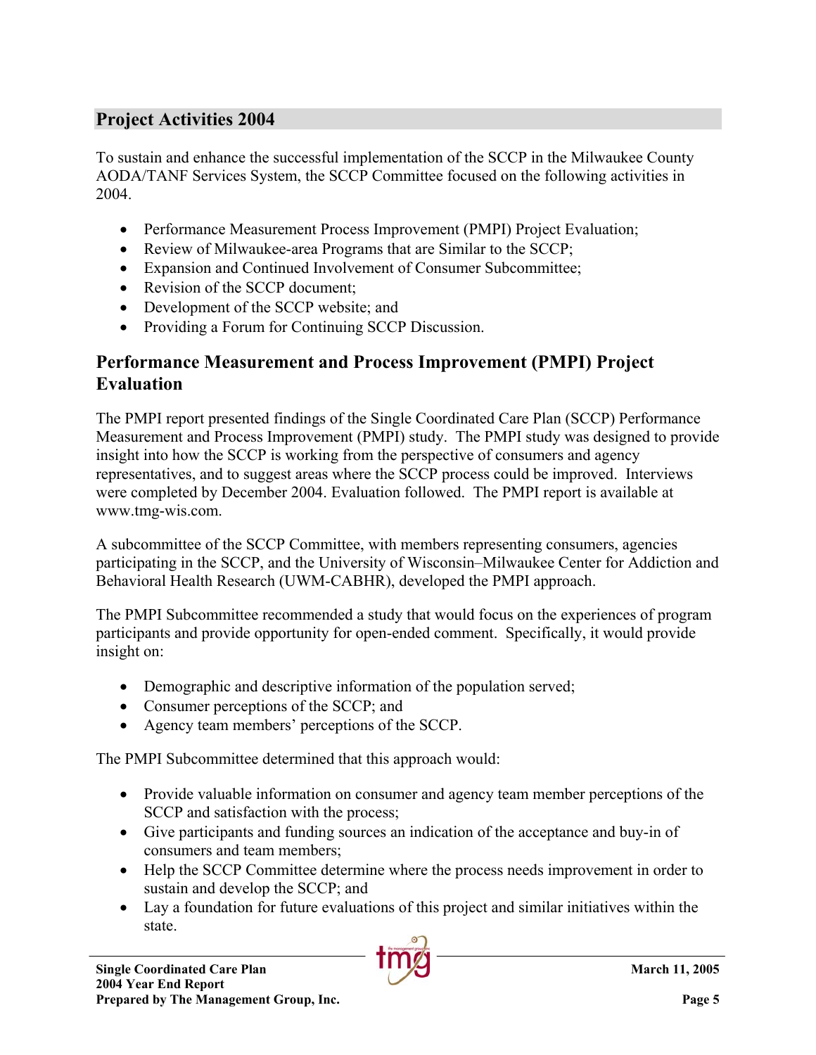## Project Activities 2004

To sustain and enhance the successful implementation of the SCCP in the Milwaukee County AODA/TANF Services System, the SCCP Committee focused on the following activities in 2004.

- Performance Measurement Process Improvement (PMPI) Project Evaluation;
- Review of Milwaukee-area Programs that are Similar to the SCCP;
- Expansion and Continued Involvement of Consumer Subcommittee;
- Revision of the SCCP document;
- Development of the SCCP website; and
- Providing a Forum for Continuing SCCP Discussion.

### Performance Measurement and Process Improvement (PMPI) Project Evaluation

The PMPI report presented findings of the Single Coordinated Care Plan (SCCP) Performance Measurement and Process Improvement (PMPI) study. The PMPI study was designed to provide insight into how the SCCP is working from the perspective of consumers and agency representatives, and to suggest areas where the SCCP process could be improved. Interviews were completed by December 2004. Evaluation followed. The PMPI report is available at www.tmg-wis.com.

A subcommittee of the SCCP Committee, with members representing consumers, agencies participating in the SCCP, and the University of Wisconsin–Milwaukee Center for Addiction and Behavioral Health Research (UWM-CABHR), developed the PMPI approach.

The PMPI Subcommittee recommended a study that would focus on the experiences of program participants and provide opportunity for open-ended comment. Specifically, it would provide insight on:

- Demographic and descriptive information of the population served;
- Consumer perceptions of the SCCP; and
- Agency team members' perceptions of the SCCP.

The PMPI Subcommittee determined that this approach would:

- Provide valuable information on consumer and agency team member perceptions of the SCCP and satisfaction with the process;
- Give participants and funding sources an indication of the acceptance and buy-in of consumers and team members;
- Help the SCCP Committee determine where the process needs improvement in order to sustain and develop the SCCP; and
- Lay a foundation for future evaluations of this project and similar initiatives within the state.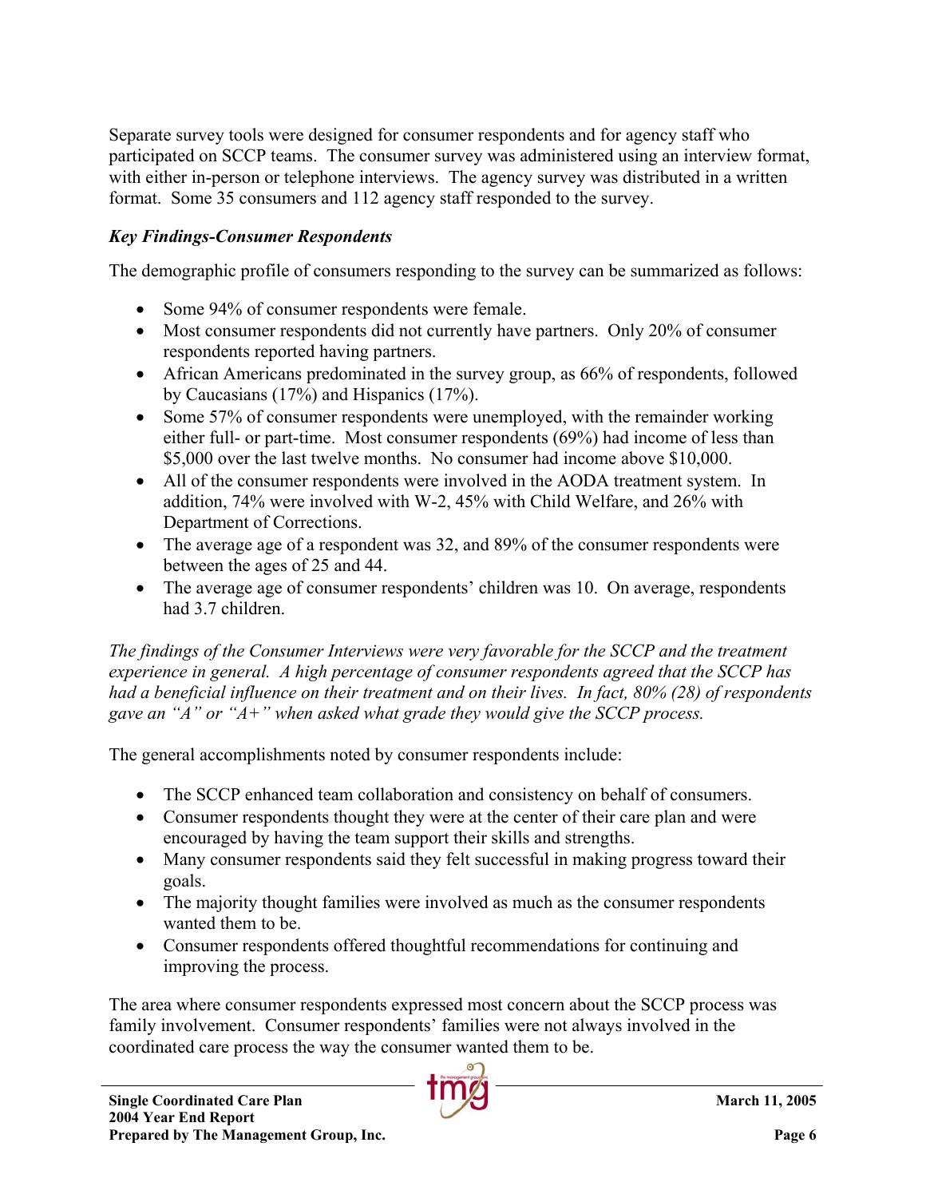Separate survey tools were designed for consumer respondents and for agency staff who participated on SCCP teams. The consumer survey was administered using an interview format, with either in-person or telephone interviews. The agency survey was distributed in a written format. Some 35 consumers and 112 agency staff responded to the survey.

### *Key Findings-Consumer Respondents*

The demographic profile of consumers responding to the survey can be summarized as follows:

- Some 94% of consumer respondents were female.
- Most consumer respondents did not currently have partners. Only 20% of consumer respondents reported having partners.
- African Americans predominated in the survey group, as 66% of respondents, followed by Caucasians (17%) and Hispanics (17%).
- Some 57% of consumer respondents were unemployed, with the remainder working either full- or part-time. Most consumer respondents (69%) had income of less than \$5,000 over the last twelve months. No consumer had income above \$10,000.
- All of the consumer respondents were involved in the AODA treatment system. In addition, 74% were involved with W-2, 45% with Child Welfare, and 26% with Department of Corrections.
- The average age of a respondent was 32, and 89% of the consumer respondents were between the ages of 25 and 44.
- The average age of consumer respondents' children was 10. On average, respondents had 3.7 children.

*The findings of the Consumer Interviews were very favorable for the SCCP and the treatment experience in general. A high percentage of consumer respondents agreed that the SCCP has had a beneficial influence on their treatment and on their lives. In fact, 80% (28) of respondents gave an "A" or "A+" when asked what grade they would give the SCCP process.*

The general accomplishments noted by consumer respondents include:

- The SCCP enhanced team collaboration and consistency on behalf of consumers.
- Consumer respondents thought they were at the center of their care plan and were encouraged by having the team support their skills and strengths.
- Many consumer respondents said they felt successful in making progress toward their goals.
- The majority thought families were involved as much as the consumer respondents wanted them to be.
- Consumer respondents offered thoughtful recommendations for continuing and improving the process.

The area where consumer respondents expressed most concern about the SCCP process was family involvement. Consumer respondents' families were not always involved in the coordinated care process the way the consumer wanted them to be.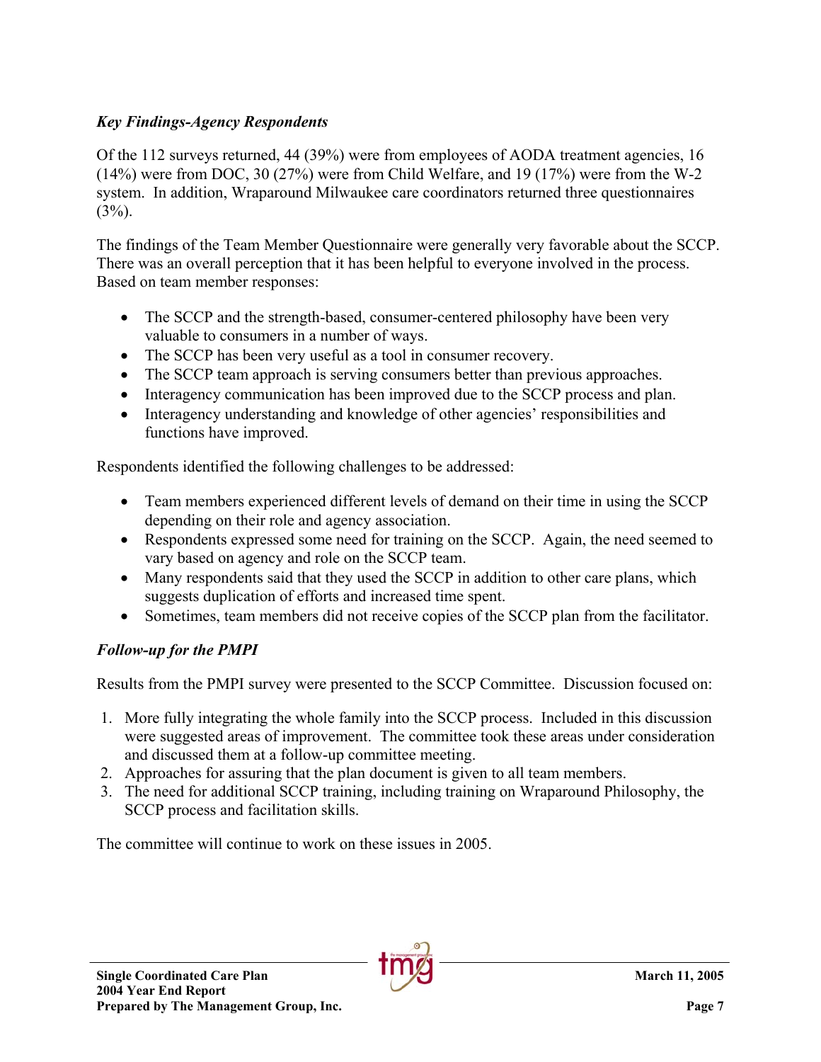*Key Findings-Agency Respondents*

Of the 112 surveys returned, 44 (39%) were from employees of AODA treatment agencies, 16 (14%) were from DOC, 30 (27%) were from Child Welfare, and 19 (17%) were from the W-2 system. In addition, Wraparound Milwaukee care coordinators returned three questionnaires (3%).

The findings of the Team Member Questionnaire were generally very favorable about the SCCP. There was an overall perception that it has been helpful to everyone involved in the process. Based on team member responses:

- The SCCP and the strength-based, consumer-centered philosophy have been very valuable to consumers in a number of ways.
- The SCCP has been very useful as a tool in consumer recovery.
- The SCCP team approach is serving consumers better than previous approaches.
- Interagency communication has been improved due to the SCCP process and plan.
- Interagency understanding and knowledge of other agencies' responsibilities and functions have improved.

Respondents identified the following challenges to be addressed:

- Team members experienced different levels of demand on their time in using the SCCP depending on their role and agency association.
- Respondents expressed some need for training on the SCCP. Again, the need seemed to vary based on agency and role on the SCCP team.
- Many respondents said that they used the SCCP in addition to other care plans, which suggests duplication of efforts and increased time spent.
- Sometimes, team members did not receive copies of the SCCP plan from the facilitator.

*Follow-up for the PMPI*

Results from the PMPI survey were presented to the SCCP Committee. Discussion focused on:

1. More fully integrating the whole family into the SCCP process. Included in this discussion were suggested areas of improvement. The committee took these areas under consideration and discussed them at a follow-up committee meeting.
2. Approaches for assuring that the plan document is given to all team members.
3. The need for additional SCCP training, including training on Wraparound Philosophy, the SCCP process and facilitation skills.

The committee will continue to work on these issues in 2005.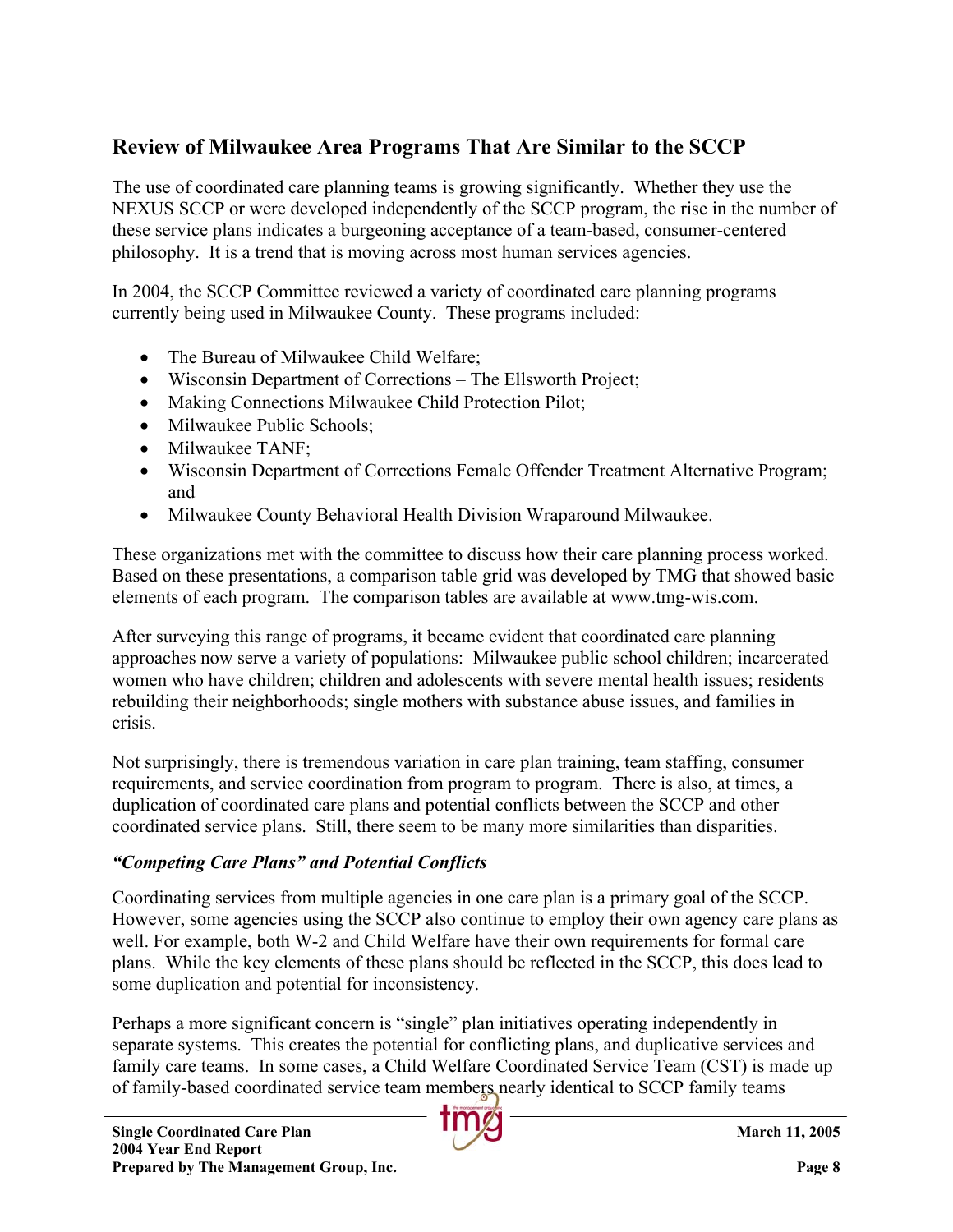## Review of Milwaukee Area Programs That Are Similar to the SCCP

The use of coordinated care planning teams is growing significantly. Whether they use the NEXUS SCCP or were developed independently of the SCCP program, the rise in the number of these service plans indicates a burgeoning acceptance of a team-based, consumer-centered philosophy. It is a trend that is moving across most human services agencies.

In 2004, the SCCP Committee reviewed a variety of coordinated care planning programs currently being used in Milwaukee County. These programs included:

- The Bureau of Milwaukee Child Welfare;
- Wisconsin Department of Corrections – The Ellsworth Project;
- Making Connections Milwaukee Child Protection Pilot;
- Milwaukee Public Schools;
- Milwaukee TANF;
- Wisconsin Department of Corrections Female Offender Treatment Alternative Program; and
- Milwaukee County Behavioral Health Division Wraparound Milwaukee.

These organizations met with the committee to discuss how their care planning process worked. Based on these presentations, a comparison table grid was developed by TMG that showed basic elements of each program. The comparison tables are available at www.tmg-wis.com.

After surveying this range of programs, it became evident that coordinated care planning approaches now serve a variety of populations: Milwaukee public school children; incarcerated women who have children; children and adolescents with severe mental health issues; residents rebuilding their neighborhoods; single mothers with substance abuse issues, and families in crisis.

Not surprisingly, there is tremendous variation in care plan training, team staffing, consumer requirements, and service coordination from program to program. There is also, at times, a duplication of coordinated care plans and potential conflicts between the SCCP and other coordinated service plans. Still, there seem to be many more similarities than disparities.

### *"Competing Care Plans" and Potential Conflicts*

Coordinating services from multiple agencies in one care plan is a primary goal of the SCCP. However, some agencies using the SCCP also continue to employ their own agency care plans as well. For example, both W-2 and Child Welfare have their own requirements for formal care plans. While the key elements of these plans should be reflected in the SCCP, this does lead to some duplication and potential for inconsistency.

Perhaps a more significant concern is "single" plan initiatives operating independently in separate systems. This creates the potential for conflicting plans, and duplicative services and family care teams. In some cases, a Child Welfare Coordinated Service Team (CST) is made up of family-based coordinated service team members nearly identical to SCCP family teams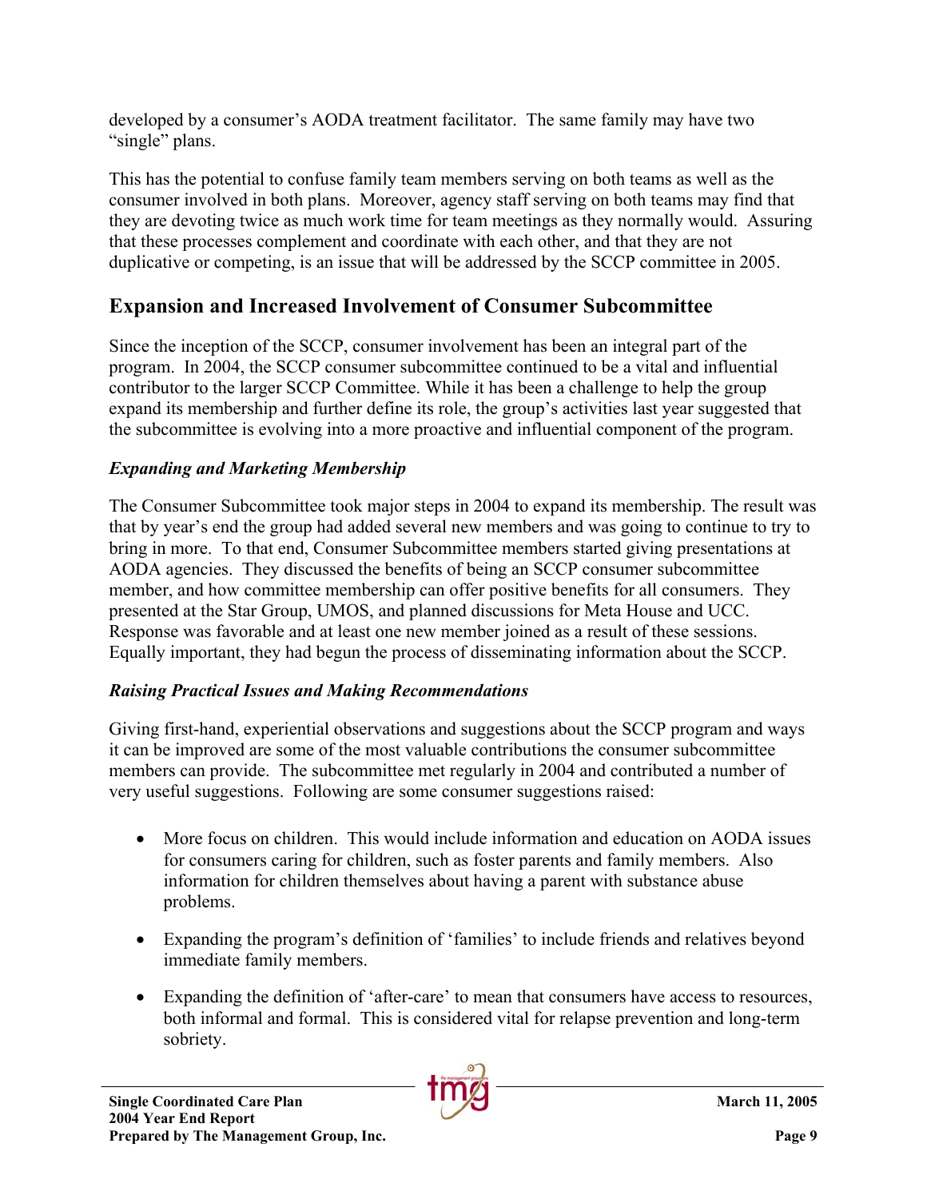developed by a consumer's AODA treatment facilitator. The same family may have two "single" plans.

This has the potential to confuse family team members serving on both teams as well as the consumer involved in both plans. Moreover, agency staff serving on both teams may find that they are devoting twice as much work time for team meetings as they normally would. Assuring that these processes complement and coordinate with each other, and that they are not duplicative or competing, is an issue that will be addressed by the SCCP committee in 2005.

## Expansion and Increased Involvement of Consumer Subcommittee

Since the inception of the SCCP, consumer involvement has been an integral part of the program. In 2004, the SCCP consumer subcommittee continued to be a vital and influential contributor to the larger SCCP Committee. While it has been a challenge to help the group expand its membership and further define its role, the group's activities last year suggested that the subcommittee is evolving into a more proactive and influential component of the program.

### *Expanding and Marketing Membership*

The Consumer Subcommittee took major steps in 2004 to expand its membership. The result was that by year's end the group had added several new members and was going to continue to try to bring in more. To that end, Consumer Subcommittee members started giving presentations at AODA agencies. They discussed the benefits of being an SCCP consumer subcommittee member, and how committee membership can offer positive benefits for all consumers. They presented at the Star Group, UMOS, and planned discussions for Meta House and UCC. Response was favorable and at least one new member joined as a result of these sessions. Equally important, they had begun the process of disseminating information about the SCCP.

### *Raising Practical Issues and Making Recommendations*

Giving first-hand, experiential observations and suggestions about the SCCP program and ways it can be improved are some of the most valuable contributions the consumer subcommittee members can provide. The subcommittee met regularly in 2004 and contributed a number of very useful suggestions. Following are some consumer suggestions raised:

- More focus on children. This would include information and education on AODA issues for consumers caring for children, such as foster parents and family members. Also information for children themselves about having a parent with substance abuse problems.

- Expanding the program's definition of 'families' to include friends and relatives beyond immediate family members.

- Expanding the definition of 'after-care' to mean that consumers have access to resources, both informal and formal. This is considered vital for relapse prevention and long-term sobriety.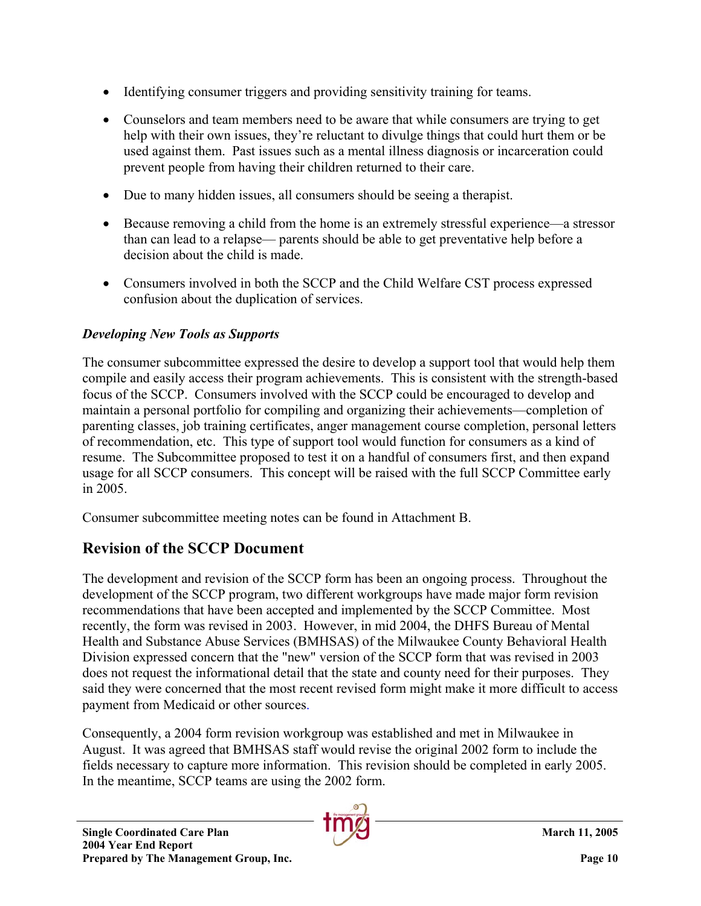- Identifying consumer triggers and providing sensitivity training for teams.
- Counselors and team members need to be aware that while consumers are trying to get help with their own issues, they're reluctant to divulge things that could hurt them or be used against them. Past issues such as a mental illness diagnosis or incarceration could prevent people from having their children returned to their care.
- Due to many hidden issues, all consumers should be seeing a therapist.
- Because removing a child from the home is an extremely stressful experience—a stressor than can lead to a relapse— parents should be able to get preventative help before a decision about the child is made.
- Consumers involved in both the SCCP and the Child Welfare CST process expressed confusion about the duplication of services.

### *Developing New Tools as Supports*

The consumer subcommittee expressed the desire to develop a support tool that would help them compile and easily access their program achievements. This is consistent with the strength-based focus of the SCCP. Consumers involved with the SCCP could be encouraged to develop and maintain a personal portfolio for compiling and organizing their achievements—completion of parenting classes, job training certificates, anger management course completion, personal letters of recommendation, etc. This type of support tool would function for consumers as a kind of resume. The Subcommittee proposed to test it on a handful of consumers first, and then expand usage for all SCCP consumers. This concept will be raised with the full SCCP Committee early in 2005.

Consumer subcommittee meeting notes can be found in Attachment B.

## Revision of the SCCP Document

The development and revision of the SCCP form has been an ongoing process. Throughout the development of the SCCP program, two different workgroups have made major form revision recommendations that have been accepted and implemented by the SCCP Committee. Most recently, the form was revised in 2003. However, in mid 2004, the DHFS Bureau of Mental Health and Substance Abuse Services (BMHSAS) of the Milwaukee County Behavioral Health Division expressed concern that the "new" version of the SCCP form that was revised in 2003 does not request the informational detail that the state and county need for their purposes. They said they were concerned that the most recent revised form might make it more difficult to access payment from Medicaid or other sources.

Consequently, a 2004 form revision workgroup was established and met in Milwaukee in August. It was agreed that BMHSAS staff would revise the original 2002 form to include the fields necessary to capture more information. This revision should be completed in early 2005. In the meantime, SCCP teams are using the 2002 form.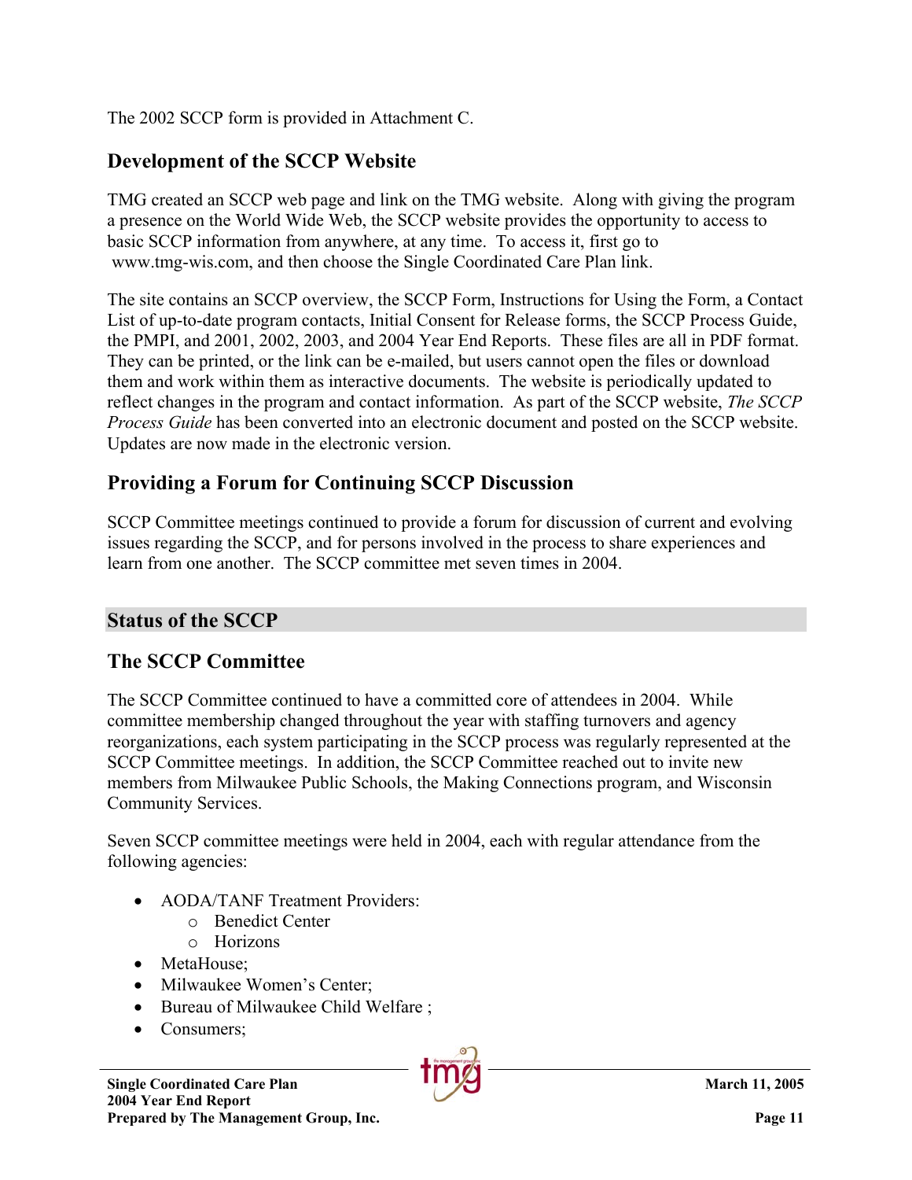The 2002 SCCP form is provided in Attachment C.

## Development of the SCCP Website

TMG created an SCCP web page and link on the TMG website. Along with giving the program a presence on the World Wide Web, the SCCP website provides the opportunity to access to basic SCCP information from anywhere, at any time. To access it, first go to www.tmg-wis.com, and then choose the Single Coordinated Care Plan link.

The site contains an SCCP overview, the SCCP Form, Instructions for Using the Form, a Contact List of up-to-date program contacts, Initial Consent for Release forms, the SCCP Process Guide, the PMPI, and 2001, 2002, 2003, and 2004 Year End Reports. These files are all in PDF format. They can be printed, or the link can be e-mailed, but users cannot open the files or download them and work within them as interactive documents. The website is periodically updated to reflect changes in the program and contact information. As part of the SCCP website, *The SCCP Process Guide* has been converted into an electronic document and posted on the SCCP website. Updates are now made in the electronic version.

## Providing a Forum for Continuing SCCP Discussion

SCCP Committee meetings continued to provide a forum for discussion of current and evolving issues regarding the SCCP, and for persons involved in the process to share experiences and learn from one another. The SCCP committee met seven times in 2004.

# Status of the SCCP

## The SCCP Committee

The SCCP Committee continued to have a committed core of attendees in 2004. While committee membership changed throughout the year with staffing turnovers and agency reorganizations, each system participating in the SCCP process was regularly represented at the SCCP Committee meetings. In addition, the SCCP Committee reached out to invite new members from Milwaukee Public Schools, the Making Connections program, and Wisconsin Community Services.

Seven SCCP committee meetings were held in 2004, each with regular attendance from the following agencies:

- AODA/TANF Treatment Providers:
  - Benedict Center
  - Horizons
- MetaHouse;
- Milwaukee Women's Center;
- Bureau of Milwaukee Child Welfare ;
- Consumers;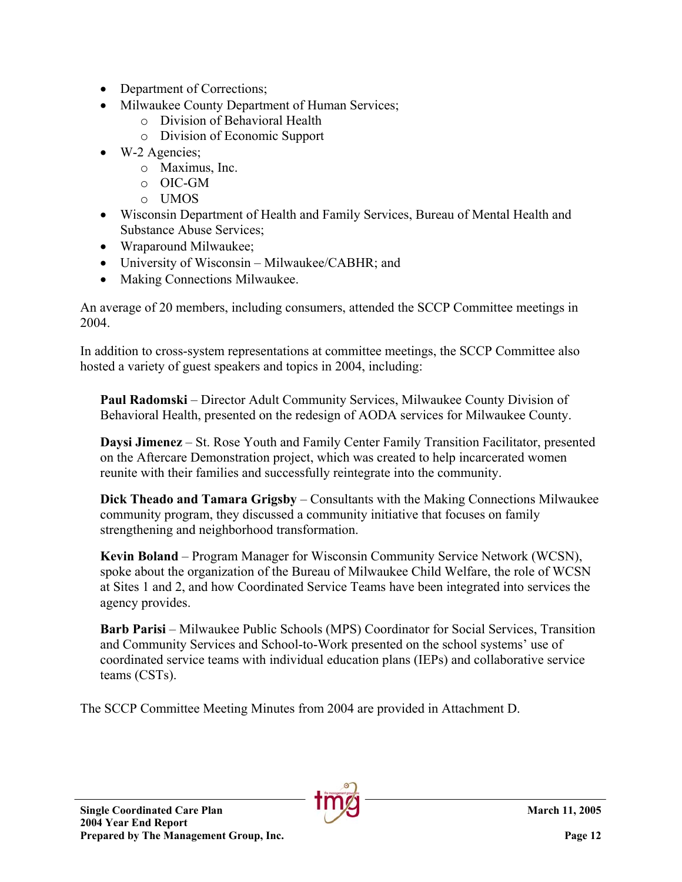- Department of Corrections;
- Milwaukee County Department of Human Services;
    - Division of Behavioral Health
    - Division of Economic Support
- W-2 Agencies;
    - Maximus, Inc.
    - OIC-GM
    - UMOS
- Wisconsin Department of Health and Family Services, Bureau of Mental Health and Substance Abuse Services;
- Wraparound Milwaukee;
- University of Wisconsin – Milwaukee/CABHR; and
- Making Connections Milwaukee.

An average of 20 members, including consumers, attended the SCCP Committee meetings in 2004.

In addition to cross-system representations at committee meetings, the SCCP Committee also hosted a variety of guest speakers and topics in 2004, including:

**Paul Radomski** – Director Adult Community Services, Milwaukee County Division of Behavioral Health, presented on the redesign of AODA services for Milwaukee County.

**Daysi Jimenez** – St. Rose Youth and Family Center Family Transition Facilitator, presented on the Aftercare Demonstration project, which was created to help incarcerated women reunite with their families and successfully reintegrate into the community.

**Dick Theado and Tamara Grigsby** – Consultants with the Making Connections Milwaukee community program, they discussed a community initiative that focuses on family strengthening and neighborhood transformation.

**Kevin Boland** – Program Manager for Wisconsin Community Service Network (WCSN), spoke about the organization of the Bureau of Milwaukee Child Welfare, the role of WCSN at Sites 1 and 2, and how Coordinated Service Teams have been integrated into services the agency provides.

**Barb Parisi** – Milwaukee Public Schools (MPS) Coordinator for Social Services, Transition and Community Services and School-to-Work presented on the school systems' use of coordinated service teams with individual education plans (IEPs) and collaborative service teams (CSTs).

The SCCP Committee Meeting Minutes from 2004 are provided in Attachment D.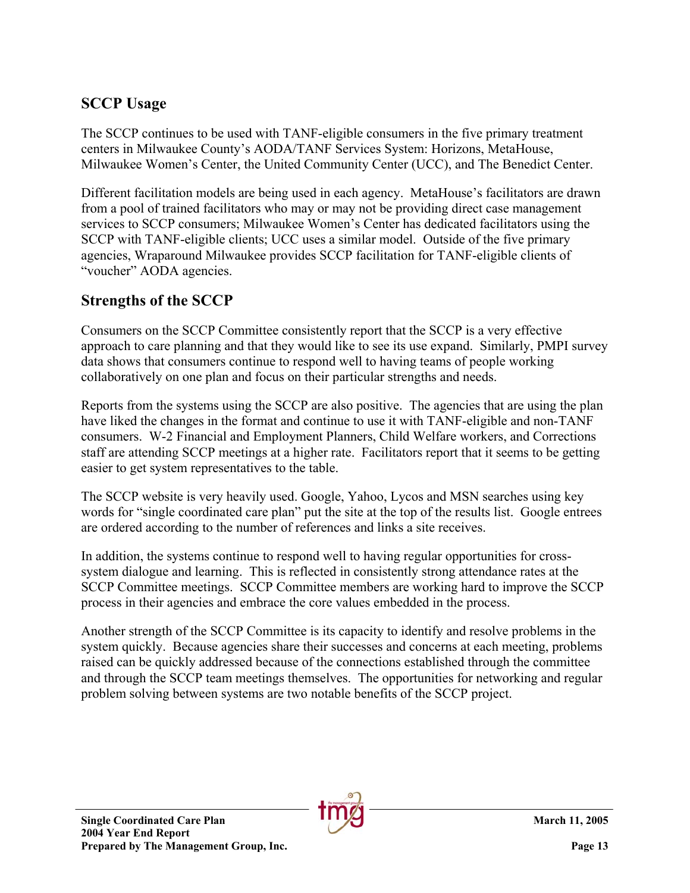## SCCP Usage

The SCCP continues to be used with TANF-eligible consumers in the five primary treatment centers in Milwaukee County's AODA/TANF Services System: Horizons, MetaHouse, Milwaukee Women's Center, the United Community Center (UCC), and The Benedict Center.

Different facilitation models are being used in each agency. MetaHouse's facilitators are drawn from a pool of trained facilitators who may or may not be providing direct case management services to SCCP consumers; Milwaukee Women's Center has dedicated facilitators using the SCCP with TANF-eligible clients; UCC uses a similar model. Outside of the five primary agencies, Wraparound Milwaukee provides SCCP facilitation for TANF-eligible clients of "voucher" AODA agencies.

## Strengths of the SCCP

Consumers on the SCCP Committee consistently report that the SCCP is a very effective approach to care planning and that they would like to see its use expand. Similarly, PMPI survey data shows that consumers continue to respond well to having teams of people working collaboratively on one plan and focus on their particular strengths and needs.

Reports from the systems using the SCCP are also positive. The agencies that are using the plan have liked the changes in the format and continue to use it with TANF-eligible and non-TANF consumers. W-2 Financial and Employment Planners, Child Welfare workers, and Corrections staff are attending SCCP meetings at a higher rate. Facilitators report that it seems to be getting easier to get system representatives to the table.

The SCCP website is very heavily used. Google, Yahoo, Lycos and MSN searches using key words for "single coordinated care plan" put the site at the top of the results list. Google entrees are ordered according to the number of references and links a site receives.

In addition, the systems continue to respond well to having regular opportunities for cross-system dialogue and learning. This is reflected in consistently strong attendance rates at the SCCP Committee meetings. SCCP Committee members are working hard to improve the SCCP process in their agencies and embrace the core values embedded in the process.

Another strength of the SCCP Committee is its capacity to identify and resolve problems in the system quickly. Because agencies share their successes and concerns at each meeting, problems raised can be quickly addressed because of the connections established through the committee and through the SCCP team meetings themselves. The opportunities for networking and regular problem solving between systems are two notable benefits of the SCCP project.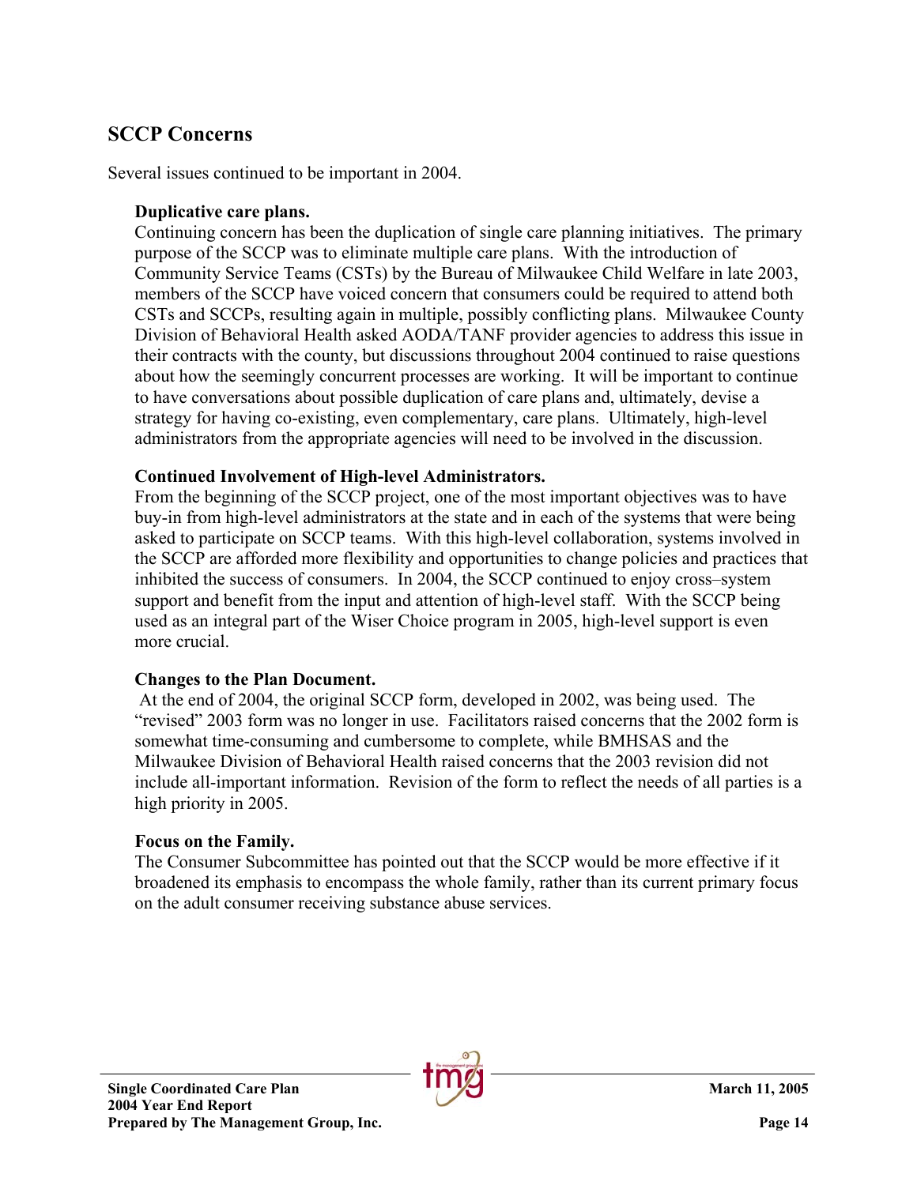## SCCP Concerns

Several issues continued to be important in 2004.

**Duplicative care plans.**

Continuing concern has been the duplication of single care planning initiatives. The primary purpose of the SCCP was to eliminate multiple care plans. With the introduction of Community Service Teams (CSTs) by the Bureau of Milwaukee Child Welfare in late 2003, members of the SCCP have voiced concern that consumers could be required to attend both CSTs and SCCPs, resulting again in multiple, possibly conflicting plans. Milwaukee County Division of Behavioral Health asked AODA/TANF provider agencies to address this issue in their contracts with the county, but discussions throughout 2004 continued to raise questions about how the seemingly concurrent processes are working. It will be important to continue to have conversations about possible duplication of care plans and, ultimately, devise a strategy for having co-existing, even complementary, care plans. Ultimately, high-level administrators from the appropriate agencies will need to be involved in the discussion.

**Continued Involvement of High-level Administrators.**

From the beginning of the SCCP project, one of the most important objectives was to have buy-in from high-level administrators at the state and in each of the systems that were being asked to participate on SCCP teams. With this high-level collaboration, systems involved in the SCCP are afforded more flexibility and opportunities to change policies and practices that inhibited the success of consumers. In 2004, the SCCP continued to enjoy cross–system support and benefit from the input and attention of high-level staff. With the SCCP being used as an integral part of the Wiser Choice program in 2005, high-level support is even more crucial.

**Changes to the Plan Document.**

At the end of 2004, the original SCCP form, developed in 2002, was being used. The "revised" 2003 form was no longer in use. Facilitators raised concerns that the 2002 form is somewhat time-consuming and cumbersome to complete, while BMHSAS and the Milwaukee Division of Behavioral Health raised concerns that the 2003 revision did not include all-important information. Revision of the form to reflect the needs of all parties is a high priority in 2005.

**Focus on the Family.**

The Consumer Subcommittee has pointed out that the SCCP would be more effective if it broadened its emphasis to encompass the whole family, rather than its current primary focus on the adult consumer receiving substance abuse services.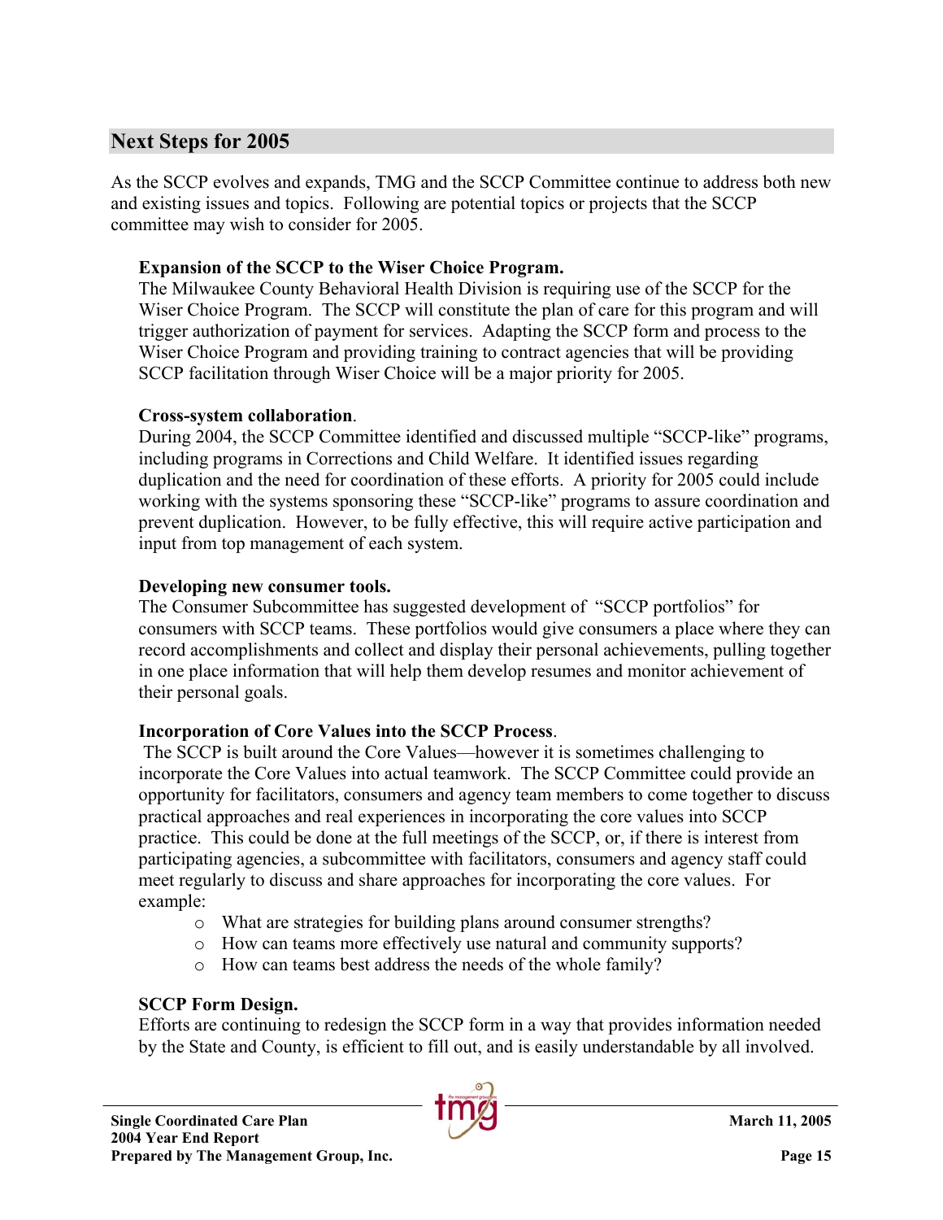## Next Steps for 2005

As the SCCP evolves and expands, TMG and the SCCP Committee continue to address both new and existing issues and topics. Following are potential topics or projects that the SCCP committee may wish to consider for 2005.

**Expansion of the SCCP to the Wiser Choice Program.**
The Milwaukee County Behavioral Health Division is requiring use of the SCCP for the Wiser Choice Program. The SCCP will constitute the plan of care for this program and will trigger authorization of payment for services. Adapting the SCCP form and process to the Wiser Choice Program and providing training to contract agencies that will be providing SCCP facilitation through Wiser Choice will be a major priority for 2005.

**Cross-system collaboration**.
During 2004, the SCCP Committee identified and discussed multiple "SCCP-like" programs, including programs in Corrections and Child Welfare. It identified issues regarding duplication and the need for coordination of these efforts. A priority for 2005 could include working with the systems sponsoring these "SCCP-like" programs to assure coordination and prevent duplication. However, to be fully effective, this will require active participation and input from top management of each system.

**Developing new consumer tools.**
The Consumer Subcommittee has suggested development of "SCCP portfolios" for consumers with SCCP teams. These portfolios would give consumers a place where they can record accomplishments and collect and display their personal achievements, pulling together in one place information that will help them develop resumes and monitor achievement of their personal goals.

**Incorporation of Core Values into the SCCP Process**.
The SCCP is built around the Core Values—however it is sometimes challenging to incorporate the Core Values into actual teamwork. The SCCP Committee could provide an opportunity for facilitators, consumers and agency team members to come together to discuss practical approaches and real experiences in incorporating the core values into SCCP practice. This could be done at the full meetings of the SCCP, or, if there is interest from participating agencies, a subcommittee with facilitators, consumers and agency staff could meet regularly to discuss and share approaches for incorporating the core values. For example:

- What are strategies for building plans around consumer strengths?
- How can teams more effectively use natural and community supports?
- How can teams best address the needs of the whole family?

**SCCP Form Design.**
Efforts are continuing to redesign the SCCP form in a way that provides information needed by the State and County, is efficient to fill out, and is easily understandable by all involved.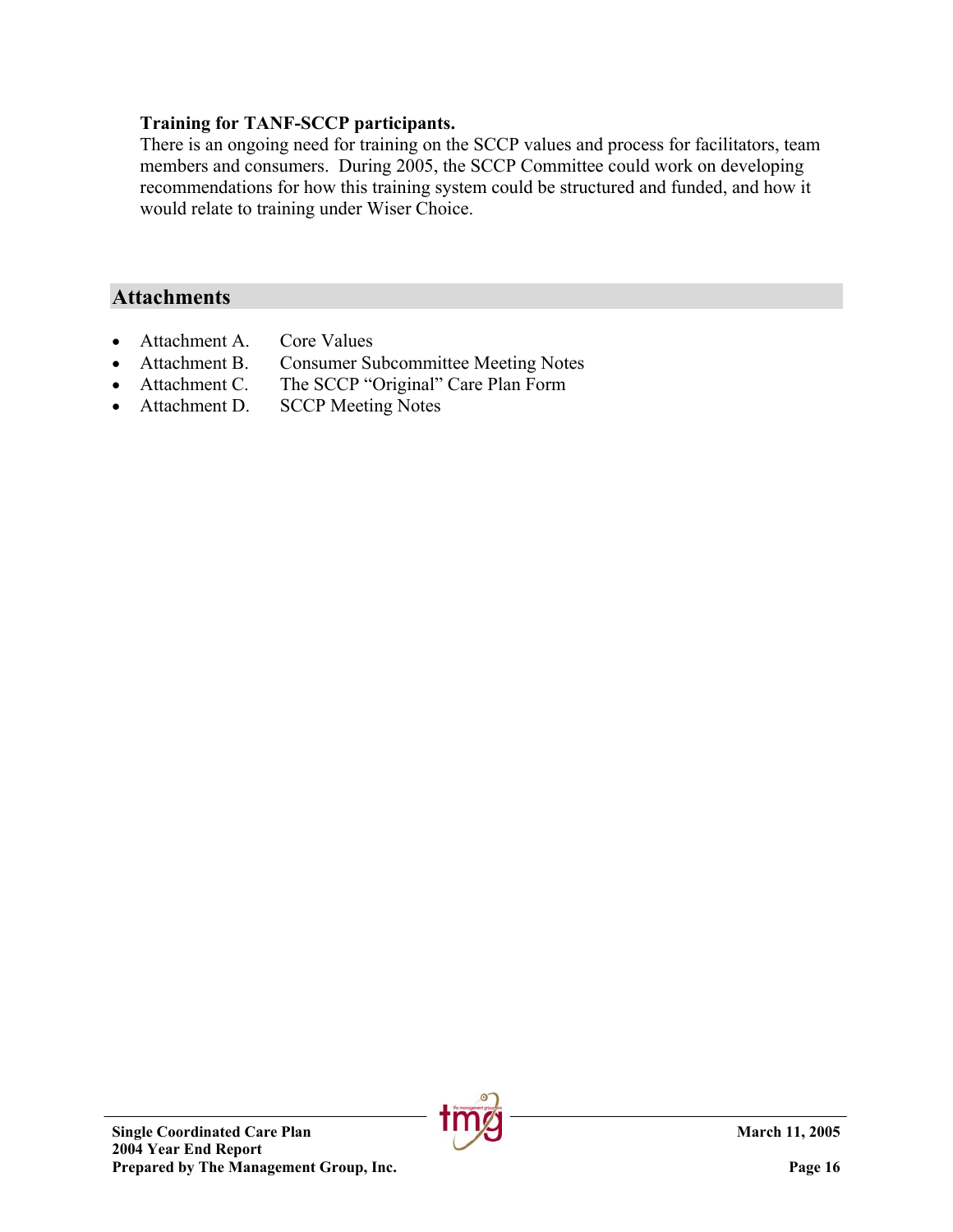**Training for TANF-SCCP participants.**
There is an ongoing need for training on the SCCP values and process for facilitators, team members and consumers. During 2005, the SCCP Committee could work on developing recommendations for how this training system could be structured and funded, and how it would relate to training under Wiser Choice.

## Attachments

- Attachment A. Core Values
- Attachment B. Consumer Subcommittee Meeting Notes
- Attachment C. The SCCP "Original" Care Plan Form
- Attachment D. SCCP Meeting Notes